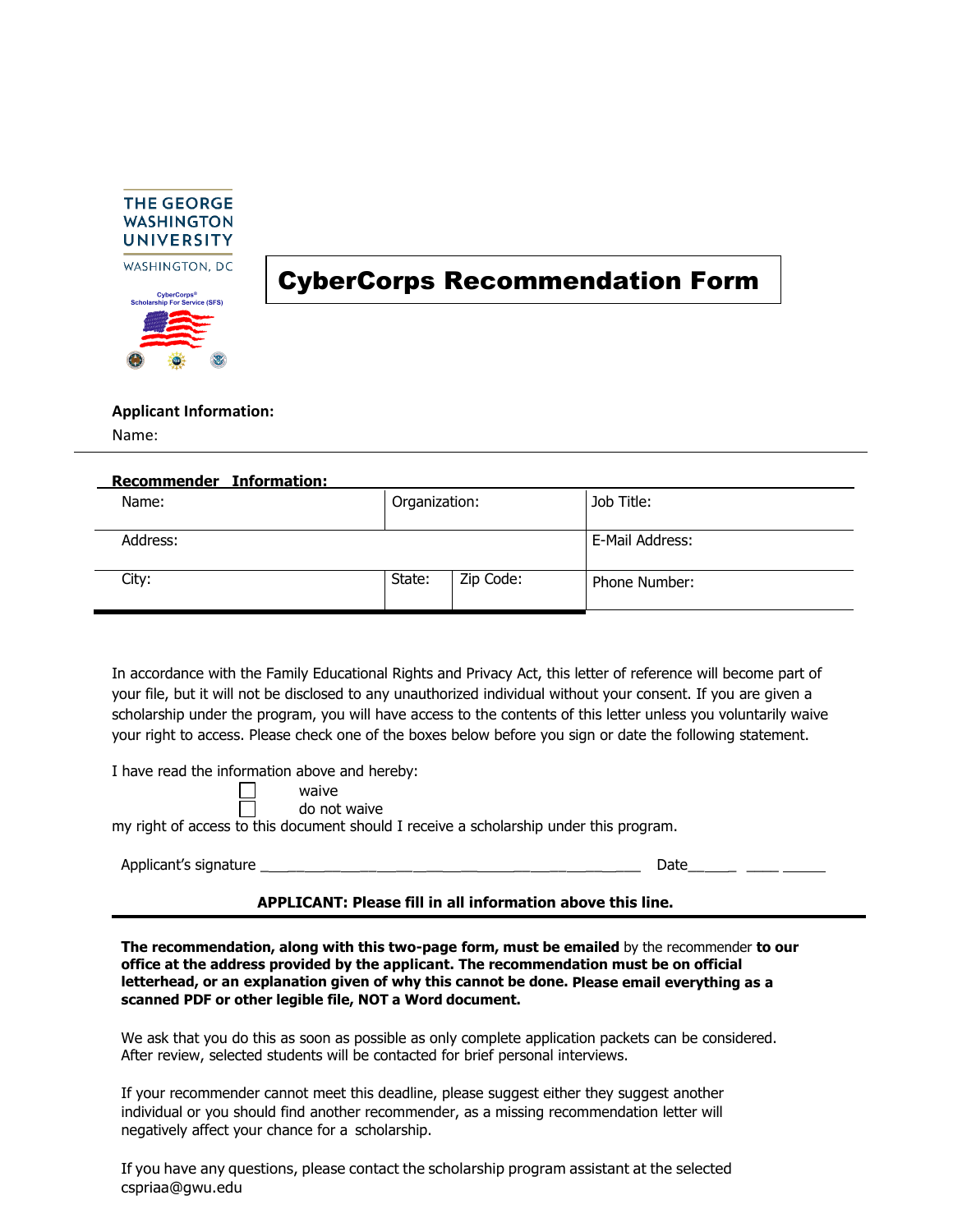THE GEORGE WASHINGTON UNIVERSITY

WASHINGTON, DC

CyberCorps® Scholarship For Service (SFS)

# CyberCorps Recommendation Form

**Applicant Information:**

Name:

**Recommender Information:**

| Name: | | Organization: | Job Title: |
|---|---|---|---|
| Address: | | | E-Mail Address: |
| City: | State: | Zip Code: | Phone Number: |

In accordance with the Family Educational Rights and Privacy Act, this letter of reference will become part of your file, but it will not be disclosed to any unauthorized individual without your consent. If you are given a scholarship under the program, you will have access to the contents of this letter unless you voluntarily waive your right to access. Please check one of the boxes below before you sign or date the following statement.

I have read the information above and hereby:

☐ waive
☐ do not waive

my right of access to this document should I receive a scholarship under this program.

Applicant's signature ______________________________________ Date______ ____ _____

**APPLICANT: Please fill in all information above this line.**

---

**The recommendation, along with this two-page form, must be emailed** by the recommender **to our office at the address provided by the applicant. The recommendation must be on official letterhead, or an explanation given of why this cannot be done. Please email everything as a scanned PDF or other legible file, NOT a Word document.**

We ask that you do this as soon as possible as only complete application packets can be considered. After review, selected students will be contacted for brief personal interviews.

If your recommender cannot meet this deadline, please suggest either they suggest another individual or you should find another recommender, as a missing recommendation letter will negatively affect your chance for a scholarship.

If you have any questions, please contact the scholarship program assistant at the selected cspriaa@gwu.edu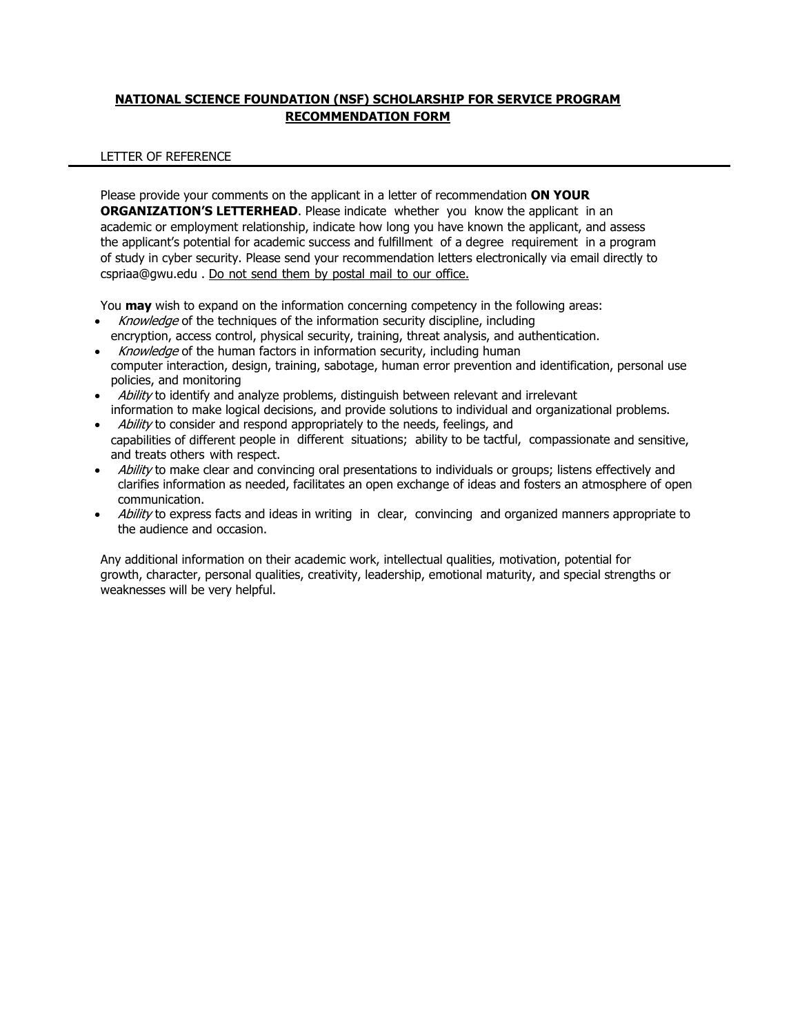**<u>NATIONAL SCIENCE FOUNDATION (NSF) SCHOLARSHIP FOR SERVICE PROGRAM RECOMMENDATION FORM</u>**

LETTER OF REFERENCE

---

Please provide your comments on the applicant in a letter of recommendation **ON YOUR ORGANIZATION'S LETTERHEAD**. Please indicate whether you know the applicant in an academic or employment relationship, indicate how long you have known the applicant, and assess the applicant's potential for academic success and fulfillment of a degree requirement in a program of study in cyber security. Please send your recommendation letters electronically via email directly to cspriaa@gwu.edu . <u>Do not send them by postal mail to our office.</u>

You **may** wish to expand on the information concerning competency in the following areas:

- *Knowledge* of the techniques of the information security discipline, including encryption, access control, physical security, training, threat analysis, and authentication.
- *Knowledge* of the human factors in information security, including human computer interaction, design, training, sabotage, human error prevention and identification, personal use policies, and monitoring
- *Ability* to identify and analyze problems, distinguish between relevant and irrelevant information to make logical decisions, and provide solutions to individual and organizational problems.
- *Ability* to consider and respond appropriately to the needs, feelings, and capabilities of different people in different situations; ability to be tactful, compassionate and sensitive, and treats others with respect.
- *Ability* to make clear and convincing oral presentations to individuals or groups; listens effectively and clarifies information as needed, facilitates an open exchange of ideas and fosters an atmosphere of open communication.
- *Ability* to express facts and ideas in writing in clear, convincing and organized manners appropriate to the audience and occasion.

Any additional information on their academic work, intellectual qualities, motivation, potential for growth, character, personal qualities, creativity, leadership, emotional maturity, and special strengths or weaknesses will be very helpful.